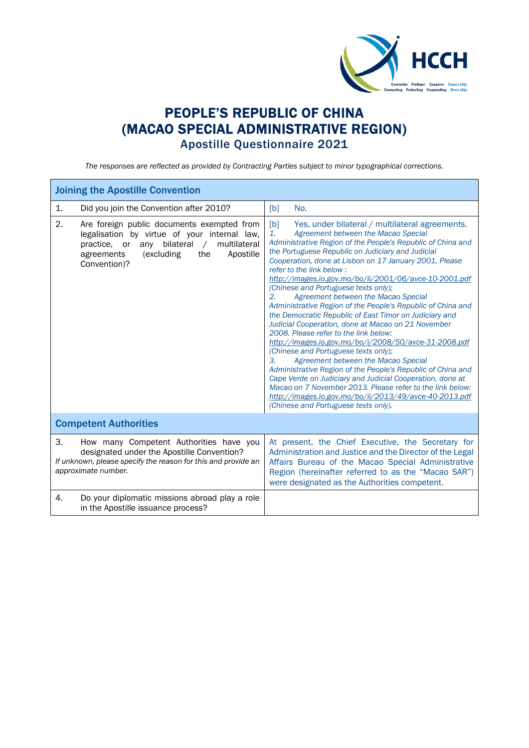# PEOPLE'S REPUBLIC OF CHINA (MACAO SPECIAL ADMINISTRATIVE REGION)

## Apostille Questionnaire 2021

*The responses are reflected as provided by Contracting Parties subject to minor typographical corrections.*

| **Joining the Apostille Convention** | |
|---|---|
| 1. Did you join the Convention after 2010? | [b] No. |
| 2. Are foreign public documents exempted from legalisation by virtue of your internal law, practice, or any bilateral / multilateral agreements (excluding the Apostille Convention)? | [b] Yes, under bilateral / multilateral agreements.<br>*1. Agreement between the Macao Special Administrative Region of the People's Republic of China and the Portuguese Republic on Judiciary and Judicial Cooperation, done at Lisbon on 17 January 2001. Please refer to the link below : http://images.io.gov.mo/bo/ii/2001/06/avce-10-2001.pdf (Chinese and Portuguese texts only);*<br>*2. Agreement between the Macao Special Administrative Region of the People's Republic of China and the Democratic Republic of East Timor on Judiciary and Judicial Cooperation, done at Macao on 21 November 2008. Please refer to the link below: http://images.io.gov.mo/bo/i/2008/50/avce-31-2008.pdf (Chinese and Portuguese texts only);*<br>*3. Agreement between the Macao Special Administrative Region of the People's Republic of China and Cape Verde on Judiciary and Judicial Cooperation, done at Macao on 7 November 2013. Please refer to the link below: http://images.io.gov.mo/bo/ii/2013/49/avce-40-2013.pdf (Chinese and Portuguese texts only).* |
| **Competent Authorities** | |
| 3. How many Competent Authorities have you designated under the Apostille Convention?<br>*If unknown, please specify the reason for this and provide an approximate number.* | At present, the Chief Executive, the Secretary for Administration and Justice and the Director of the Legal Affairs Bureau of the Macao Special Administrative Region (hereinafter referred to as the "Macao SAR") were designated as the Authorities competent. |
| 4. Do your diplomatic missions abroad play a role in the Apostille issuance process? | |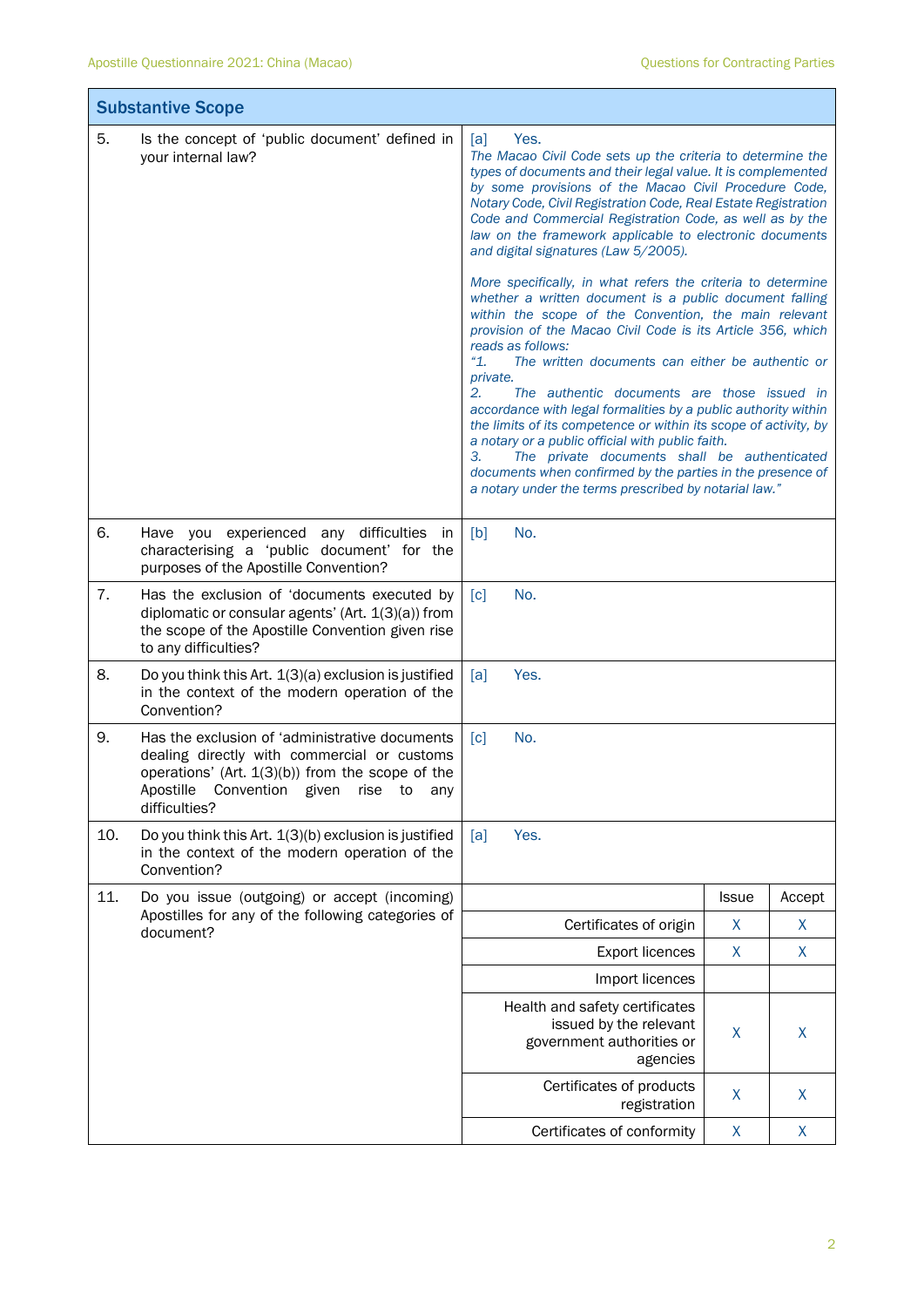| Substantive Scope | |
|---|---|
| 5. Is the concept of 'public document' defined in your internal law? | [a] Yes.<br>*The Macao Civil Code sets up the criteria to determine the types of documents and their legal value. It is complemented by some provisions of the Macao Civil Procedure Code, Notary Code, Civil Registration Code, Real Estate Registration Code and Commercial Registration Code, as well as by the law on the framework applicable to electronic documents and digital signatures (Law 5/2005).*<br><br>*More specifically, in what refers the criteria to determine whether a written document is a public document falling within the scope of the Convention, the main relevant provision of the Macao Civil Code is its Article 356, which reads as follows:*<br>*"1. The written documents can either be authentic or private.*<br>*2. The authentic documents are those issued in accordance with legal formalities by a public authority within the limits of its competence or within its scope of activity, by a notary or a public official with public faith.*<br>*3. The private documents shall be authenticated documents when confirmed by the parties in the presence of a notary under the terms prescribed by notarial law."* |
| 6. Have you experienced any difficulties in characterising a 'public document' for the purposes of the Apostille Convention? | [b] No. |
| 7. Has the exclusion of 'documents executed by diplomatic or consular agents' (Art. 1(3)(a)) from the scope of the Apostille Convention given rise to any difficulties? | [c] No. |
| 8. Do you think this Art. 1(3)(a) exclusion is justified in the context of the modern operation of the Convention? | [a] Yes. |
| 9. Has the exclusion of 'administrative documents dealing directly with commercial or customs operations' (Art. 1(3)(b)) from the scope of the Apostille Convention given rise to any difficulties? | [c] No. |
| 10. Do you think this Art. 1(3)(b) exclusion is justified in the context of the modern operation of the Convention? | [a] Yes. |

11. Do you issue (outgoing) or accept (incoming) Apostilles for any of the following categories of document?

| | Issue | Accept |
|---|---|---|
| Certificates of origin | X | X |
| Export licences | X | X |
| Import licences | | |
| Health and safety certificates issued by the relevant government authorities or agencies | X | X |
| Certificates of products registration | X | X |
| Certificates of conformity | X | X |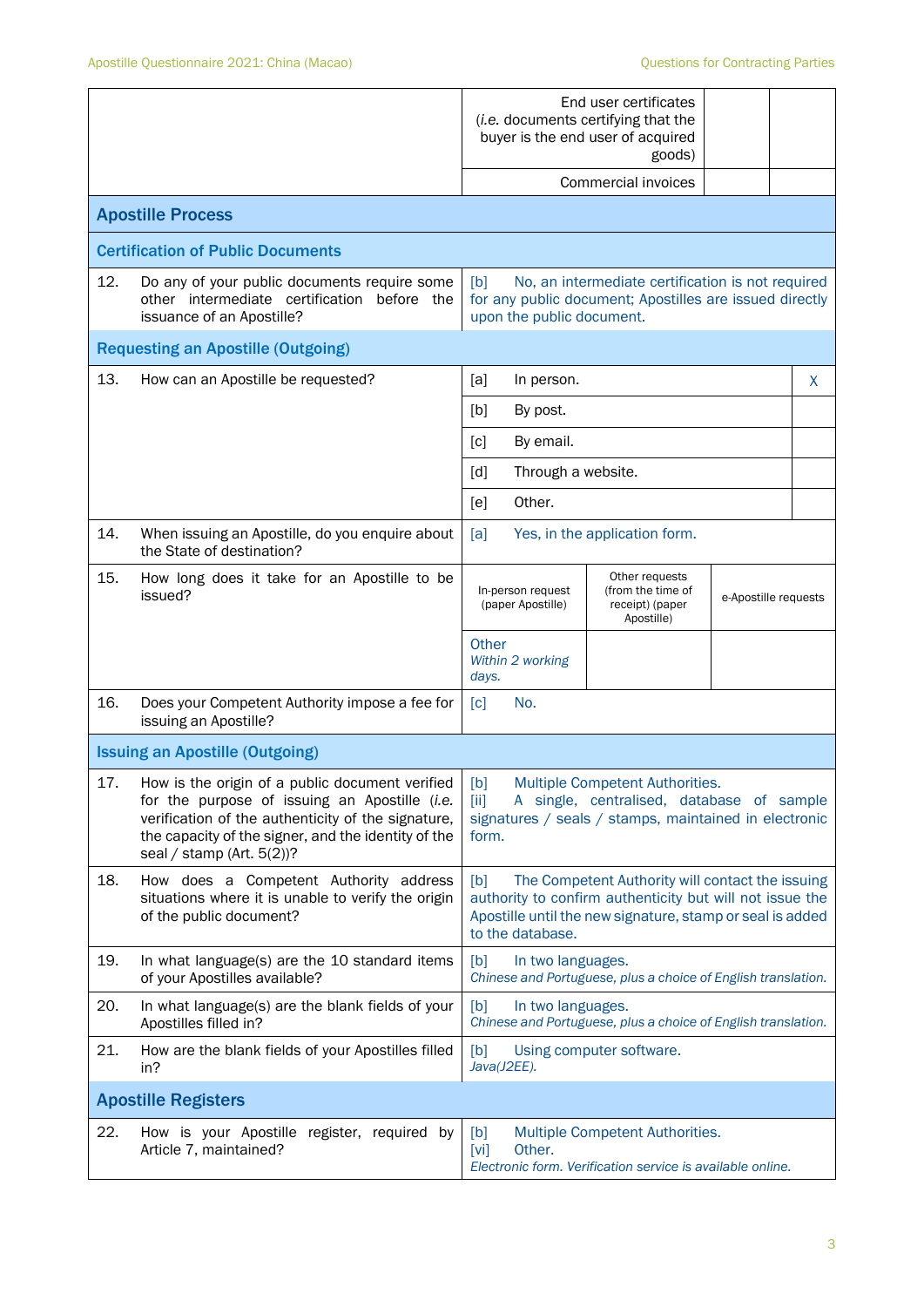| | | | |
|---|---|---|---|
| | End user certificates (*i.e.* documents certifying that the buyer is the end user of acquired goods) | | |
| | Commercial invoices | | |

## Apostille Process

### Certification of Public Documents

| | |
|---|---|
| 12. Do any of your public documents require some other intermediate certification before the issuance of an Apostille? | [b] No, an intermediate certification is not required for any public document; Apostilles are issued directly upon the public document. |

### Requesting an Apostille (Outgoing)

| | | |
|---|---|---|
| 13. How can an Apostille be requested? | [a] In person. | X |
| | [b] By post. | |
| | [c] By email. | |
| | [d] Through a website. | |
| | [e] Other. | |

| | |
|---|---|
| 14. When issuing an Apostille, do you enquire about the State of destination? | [a] Yes, in the application form. |

| | | | |
|---|---|---|---|
| 15. How long does it take for an Apostille to be issued? | In-person request (paper Apostille) | Other requests (from the time of receipt) (paper Apostille) | e-Apostille requests |
| | Other *Within 2 working days.* | | |

| | |
|---|---|
| 16. Does your Competent Authority impose a fee for issuing an Apostille? | [c] No. |

### Issuing an Apostille (Outgoing)

| | |
|---|---|
| 17. How is the origin of a public document verified for the purpose of issuing an Apostille (*i.e.* verification of the authenticity of the signature, the capacity of the signer, and the identity of the seal / stamp (Art. 5(2))? | [b] Multiple Competent Authorities. [ii] A single, centralised, database of sample signatures / seals / stamps, maintained in electronic form. |
| 18. How does a Competent Authority address situations where it is unable to verify the origin of the public document? | [b] The Competent Authority will contact the issuing authority to confirm authenticity but will not issue the Apostille until the new signature, stamp or seal is added to the database. |
| 19. In what language(s) are the 10 standard items of your Apostilles available? | [b] In two languages. *Chinese and Portuguese, plus a choice of English translation.* |
| 20. In what language(s) are the blank fields of your Apostilles filled in? | [b] In two languages. *Chinese and Portuguese, plus a choice of English translation.* |
| 21. How are the blank fields of your Apostilles filled in? | [b] Using computer software. *Java(J2EE).* |

## Apostille Registers

| | |
|---|---|
| 22. How is your Apostille register, required by Article 7, maintained? | [b] Multiple Competent Authorities. [vi] Other. *Electronic form. Verification service is available online.* |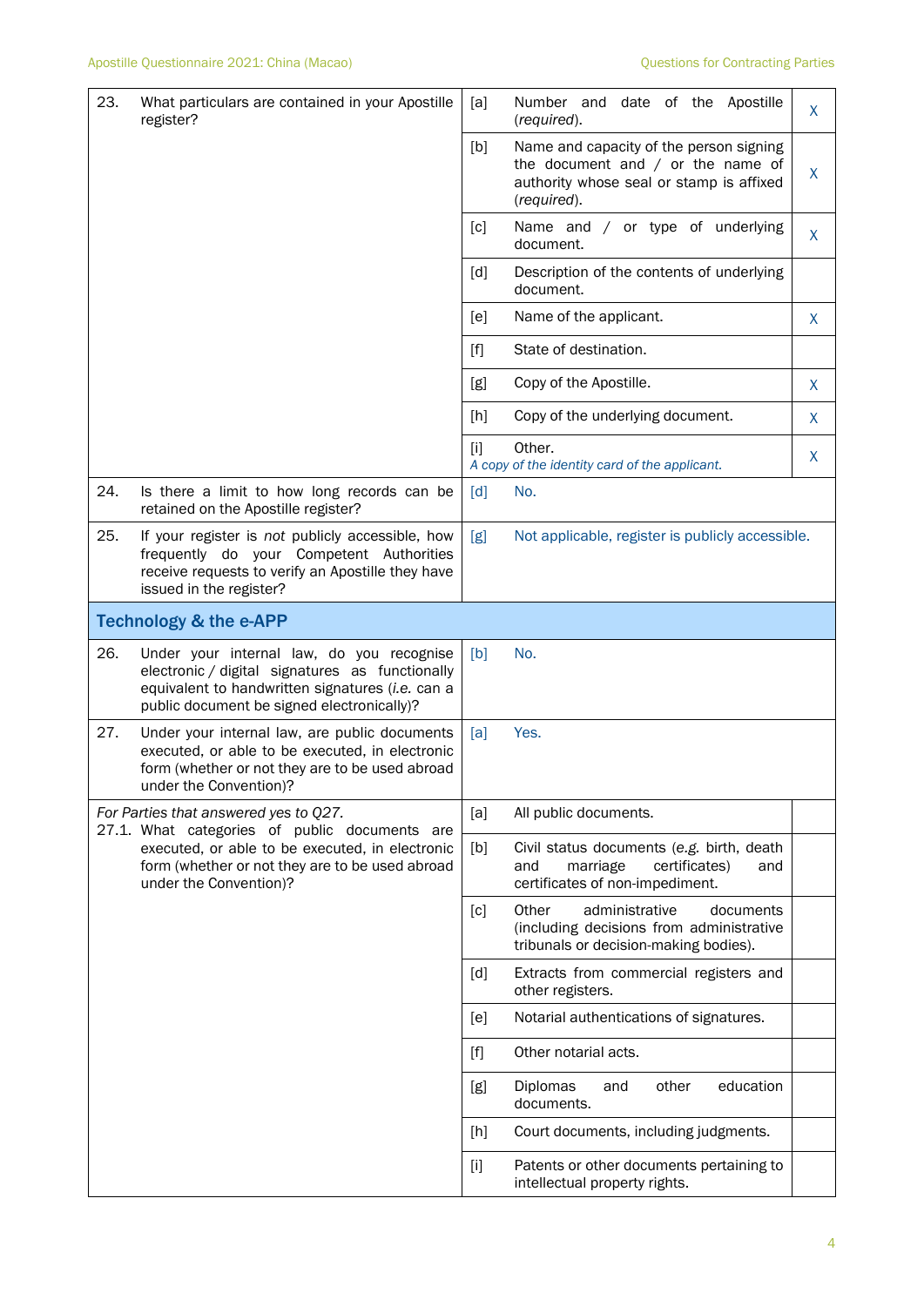| | | | | |
|---|---|---|---|---|
| 23. | What particulars are contained in your Apostille register? | [a] | Number and date of the Apostille (*required*). | X |
| | | [b] | Name and capacity of the person signing the document and / or the name of authority whose seal or stamp is affixed (*required*). | X |
| | | [c] | Name and / or type of underlying document. | X |
| | | [d] | Description of the contents of underlying document. | |
| | | [e] | Name of the applicant. | X |
| | | [f] | State of destination. | |
| | | [g] | Copy of the Apostille. | X |
| | | [h] | Copy of the underlying document. | X |
| | | [i] | Other. *A copy of the identity card of the applicant.* | X |
| 24. | Is there a limit to how long records can be retained on the Apostille register? | [d] | No. | |
| 25. | If your register is *not* publicly accessible, how frequently do your Competent Authorities receive requests to verify an Apostille they have issued in the register? | [g] | Not applicable, register is publicly accessible. | |

## Technology & the e-APP

| | | | | |
|---|---|---|---|---|
| 26. | Under your internal law, do you recognise electronic / digital signatures as functionally equivalent to handwritten signatures (*i.e.* can a public document be signed electronically)? | [b] | No. | |
| 27. | Under your internal law, are public documents executed, or able to be executed, in electronic form (whether or not they are to be used abroad under the Convention)? | [a] | Yes. | |
| | *For Parties that answered yes to Q27.* 27.1. What categories of public documents are executed, or able to be executed, in electronic form (whether or not they are to be used abroad under the Convention)? | [a] | All public documents. | |
| | | [b] | Civil status documents (*e.g.* birth, death and marriage certificates) and certificates of non-impediment. | |
| | | [c] | Other administrative documents (including decisions from administrative tribunals or decision-making bodies). | |
| | | [d] | Extracts from commercial registers and other registers. | |
| | | [e] | Notarial authentications of signatures. | |
| | | [f] | Other notarial acts. | |
| | | [g] | Diplomas and other education documents. | |
| | | [h] | Court documents, including judgments. | |
| | | [i] | Patents or other documents pertaining to intellectual property rights. | |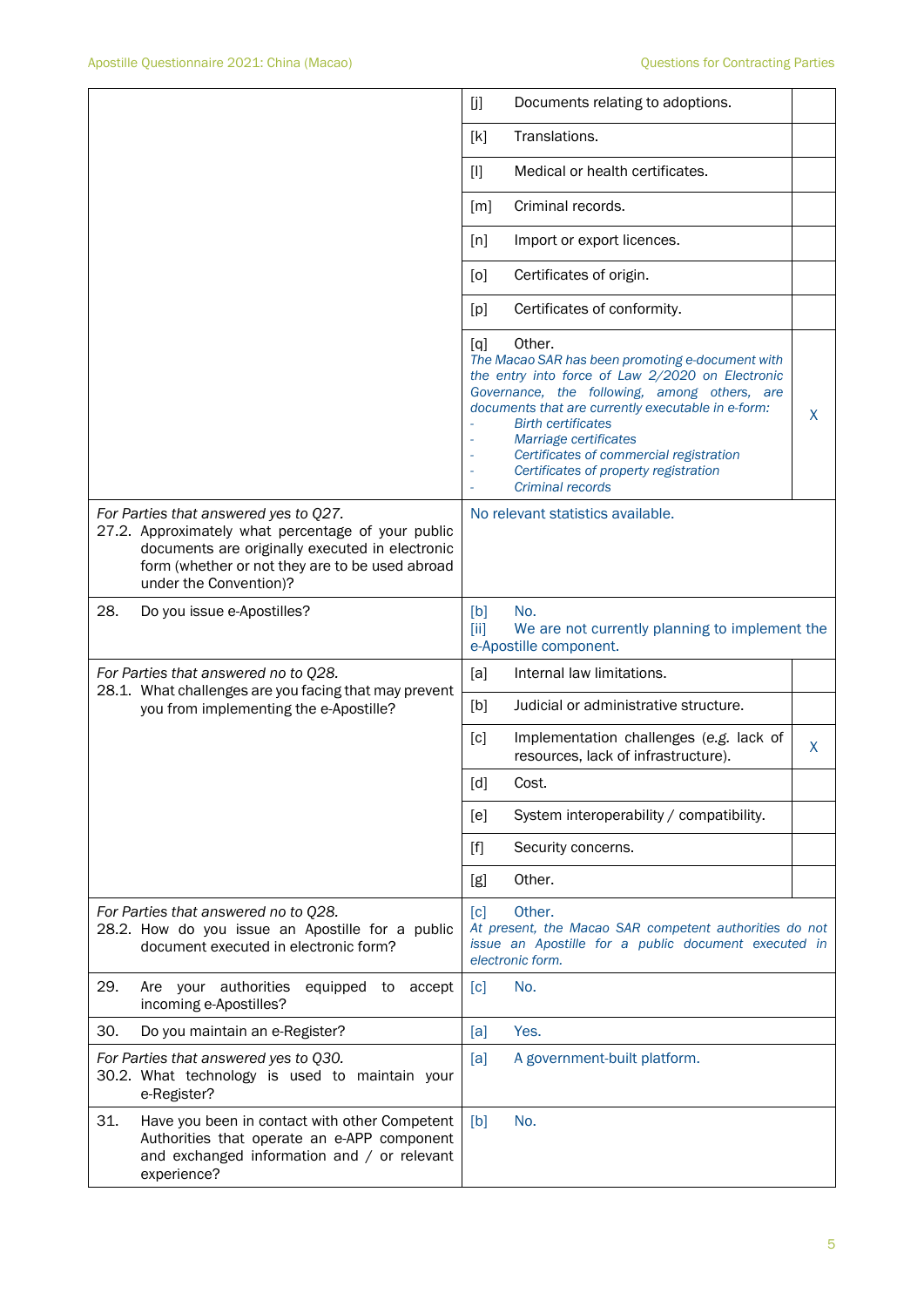| | | |
|---|---|---|
| | [j] Documents relating to adoptions. | |
| | [k] Translations. | |
| | [l] Medical or health certificates. | |
| | [m] Criminal records. | |
| | [n] Import or export licences. | |
| | [o] Certificates of origin. | |
| | [p] Certificates of conformity. | |
| | [q] Other. *The Macao SAR has been promoting e-document with the entry into force of Law 2/2020 on Electronic Governance, the following, among others, are documents that are currently executable in e-form:* <br>- *Birth certificates* <br>- *Marriage certificates* <br>- *Certificates of commercial registration* <br>- *Certificates of property registration* <br>- *Criminal records* | X |
| *For Parties that answered yes to Q27.* <br>27.2. Approximately what percentage of your public documents are originally executed in electronic form (whether or not they are to be used abroad under the Convention)? | No relevant statistics available. | |
| 28. Do you issue e-Apostilles? | [b] No. <br>[ii] We are not currently planning to implement the e-Apostille component. | |
| *For Parties that answered no to Q28.* <br>28.1. What challenges are you facing that may prevent you from implementing the e-Apostille? | [a] Internal law limitations. | |
| | [b] Judicial or administrative structure. | |
| | [c] Implementation challenges (*e.g.* lack of resources, lack of infrastructure). | X |
| | [d] Cost. | |
| | [e] System interoperability / compatibility. | |
| | [f] Security concerns. | |
| | [g] Other. | |
| *For Parties that answered no to Q28.* <br>28.2. How do you issue an Apostille for a public document executed in electronic form? | [c] Other. <br>*At present, the Macao SAR competent authorities do not issue an Apostille for a public document executed in electronic form.* | |
| 29. Are your authorities equipped to accept incoming e-Apostilles? | [c] No. | |
| 30. Do you maintain an e-Register? | [a] Yes. | |
| *For Parties that answered yes to Q30.* <br>30.2. What technology is used to maintain your e-Register? | [a] A government-built platform. | |
| 31. Have you been in contact with other Competent Authorities that operate an e-APP component and exchanged information and / or relevant experience? | [b] No. | |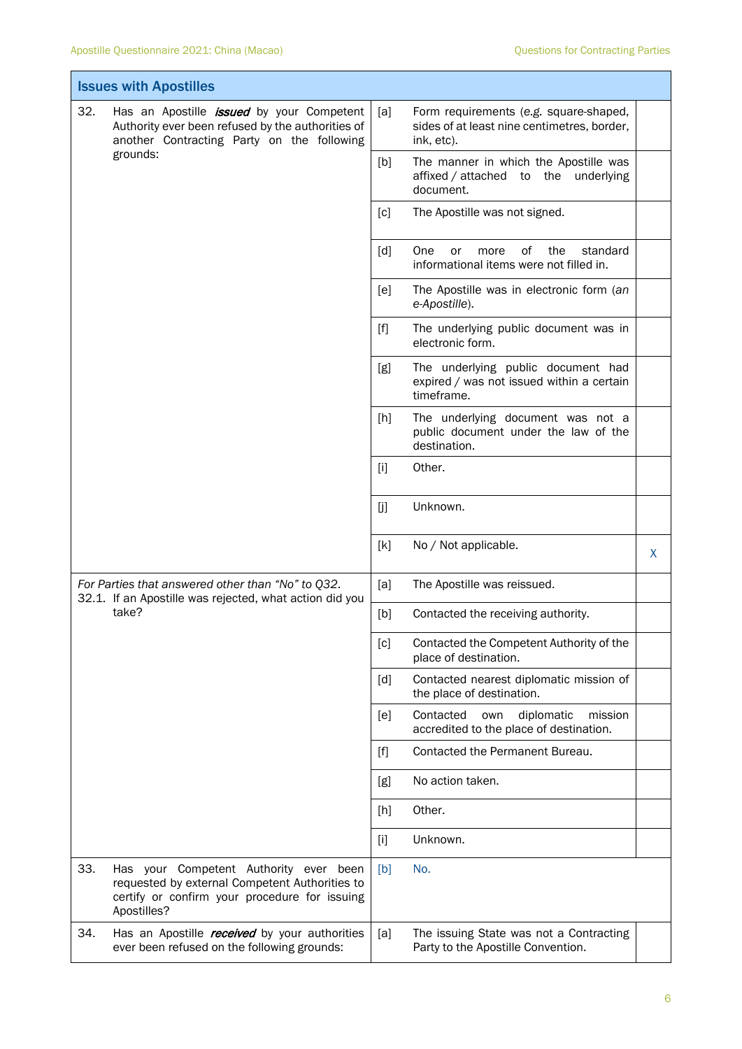| Issues with Apostilles | | | |
|---|---|---|---|
| 32. Has an Apostille ***issued*** by your Competent Authority ever been refused by the authorities of another Contracting Party on the following grounds: | [a] | Form requirements (e.g. square-shaped, sides of at least nine centimetres, border, ink, etc). | |
| | [b] | The manner in which the Apostille was affixed / attached to the underlying document. | |
| | [c] | The Apostille was not signed. | |
| | [d] | One or more of the standard informational items were not filled in. | |
| | [e] | The Apostille was in electronic form (*an e-Apostille*). | |
| | [f] | The underlying public document was in electronic form. | |
| | [g] | The underlying public document had expired / was not issued within a certain timeframe. | |
| | [h] | The underlying document was not a public document under the law of the destination. | |
| | [i] | Other. | |
| | [j] | Unknown. | |
| | [k] | No / Not applicable. | X |
| *For Parties that answered other than "No" to Q32.* 32.1. If an Apostille was rejected, what action did you take? | [a] | The Apostille was reissued. | |
| | [b] | Contacted the receiving authority. | |
| | [c] | Contacted the Competent Authority of the place of destination. | |
| | [d] | Contacted nearest diplomatic mission of the place of destination. | |
| | [e] | Contacted own diplomatic mission accredited to the place of destination. | |
| | [f] | Contacted the Permanent Bureau. | |
| | [g] | No action taken. | |
| | [h] | Other. | |
| | [i] | Unknown. | |
| 33. Has your Competent Authority ever been requested by external Competent Authorities to certify or confirm your procedure for issuing Apostilles? | [b] | No. | |
| 34. Has an Apostille ***received*** by your authorities ever been refused on the following grounds: | [a] | The issuing State was not a Contracting Party to the Apostille Convention. | |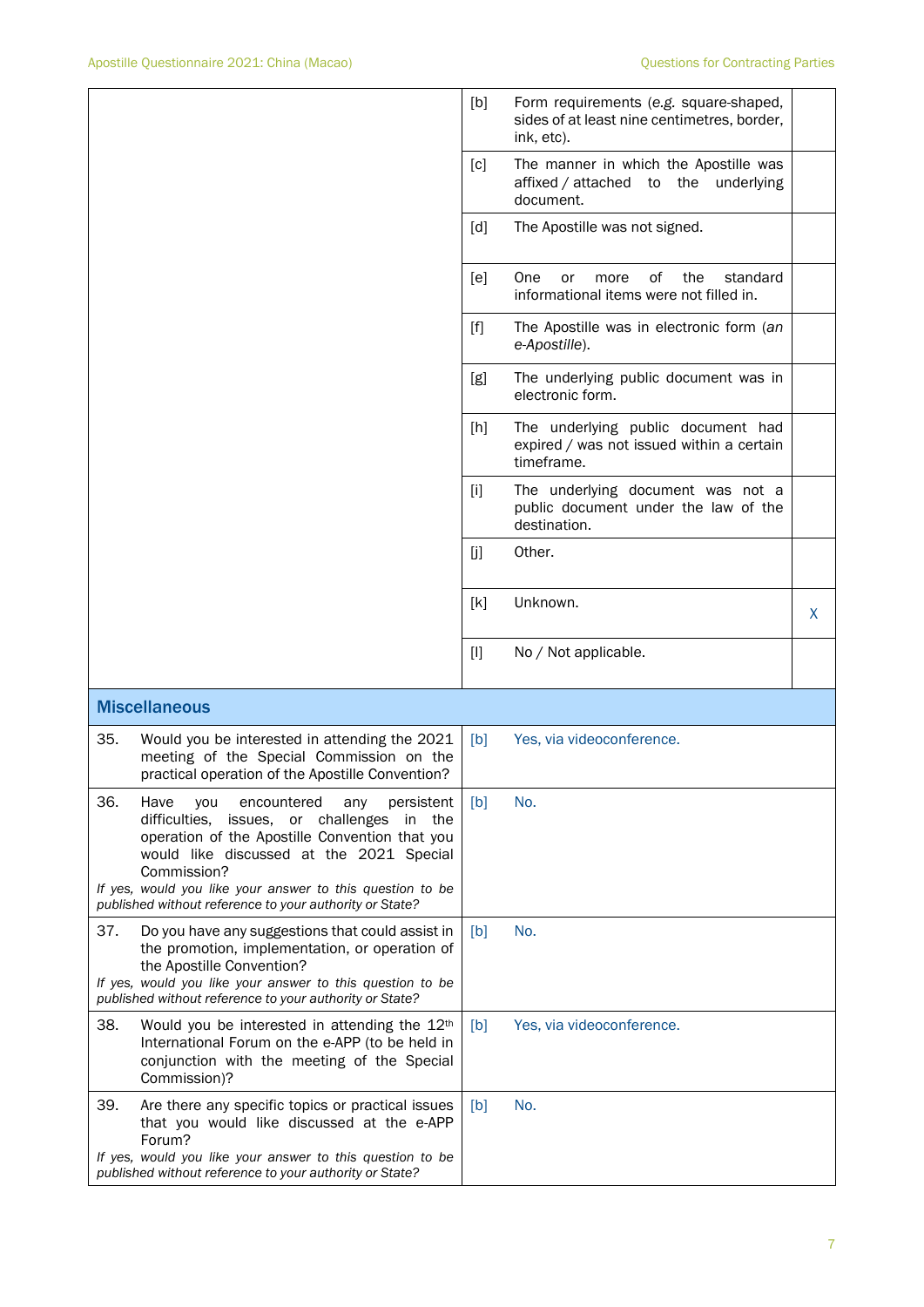| | | | |
|---|---|---|---|
| | [b] | Form requirements (*e.g.* square-shaped, sides of at least nine centimetres, border, ink, etc). | |
| | [c] | The manner in which the Apostille was affixed / attached to the underlying document. | |
| | [d] | The Apostille was not signed. | |
| | [e] | One or more of the standard informational items were not filled in. | |
| | [f] | The Apostille was in electronic form (*an e-Apostille*). | |
| | [g] | The underlying public document was in electronic form. | |
| | [h] | The underlying public document had expired / was not issued within a certain timeframe. | |
| | [i] | The underlying document was not a public document under the law of the destination. | |
| | [j] | Other. | |
| | [k] | Unknown. | X |
| | [l] | No / Not applicable. | |

## Miscellaneous

| | | |
|---|---|---|
| 35. Would you be interested in attending the 2021 meeting of the Special Commission on the practical operation of the Apostille Convention? | [b] | Yes, via videoconference. |
| 36. Have you encountered any persistent difficulties, issues, or challenges in the operation of the Apostille Convention that you would like discussed at the 2021 Special Commission? *If yes, would you like your answer to this question to be published without reference to your authority or State?* | [b] | No. |
| 37. Do you have any suggestions that could assist in the promotion, implementation, or operation of the Apostille Convention? *If yes, would you like your answer to this question to be published without reference to your authority or State?* | [b] | No. |
| 38. Would you be interested in attending the 12th International Forum on the e-APP (to be held in conjunction with the meeting of the Special Commission)? | [b] | Yes, via videoconference. |
| 39. Are there any specific topics or practical issues that you would like discussed at the e-APP Forum? *If yes, would you like your answer to this question to be published without reference to your authority or State?* | [b] | No. |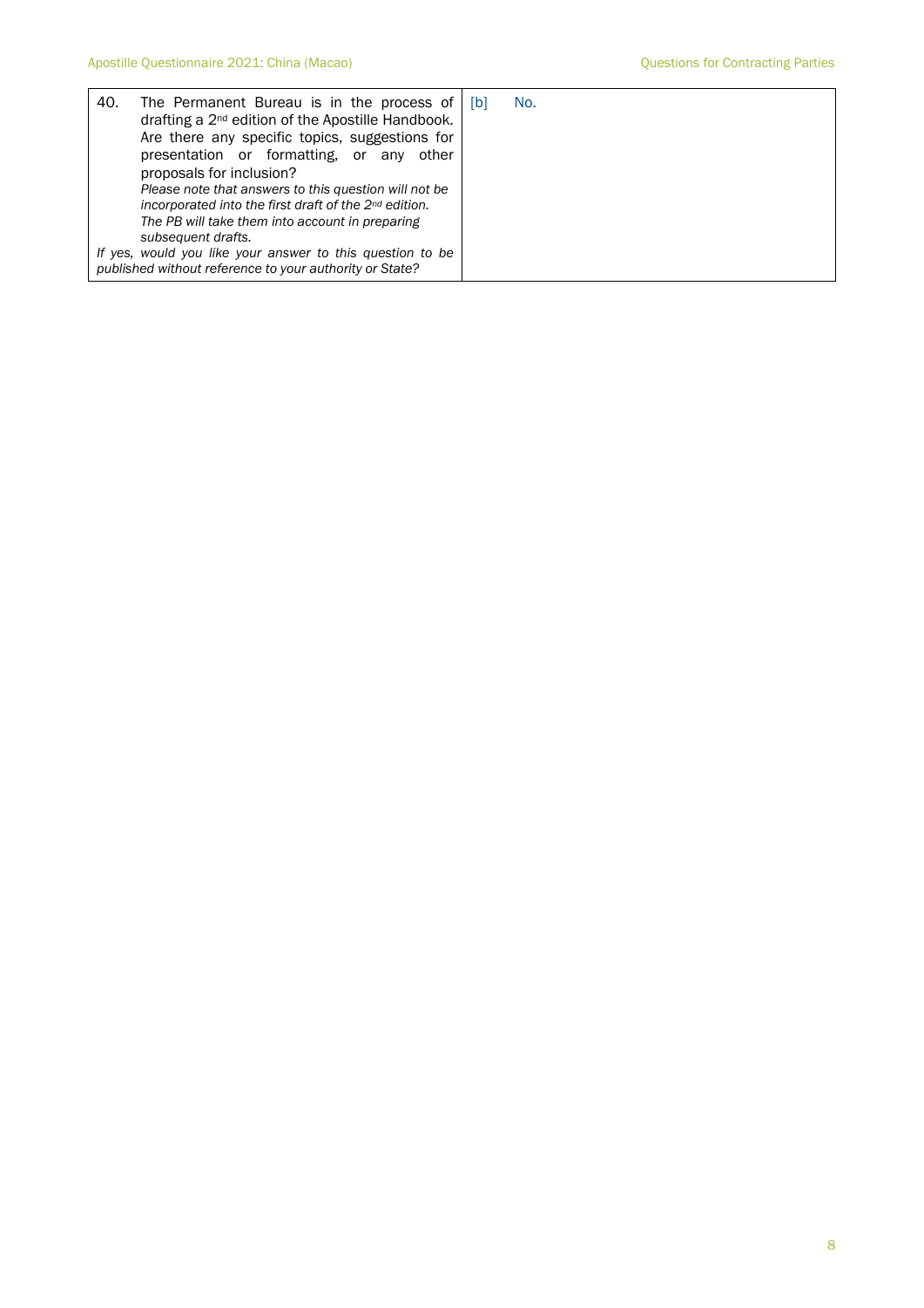| | |
|---|---|
| 40. The Permanent Bureau is in the process of drafting a 2nd edition of the Apostille Handbook. Are there any specific topics, suggestions for presentation or formatting, or any other proposals for inclusion?<br>*Please note that answers to this question will not be incorporated into the first draft of the 2nd edition. The PB will take them into account in preparing subsequent drafts.*<br>*If yes, would you like your answer to this question to be published without reference to your authority or State?* | [b] No. |